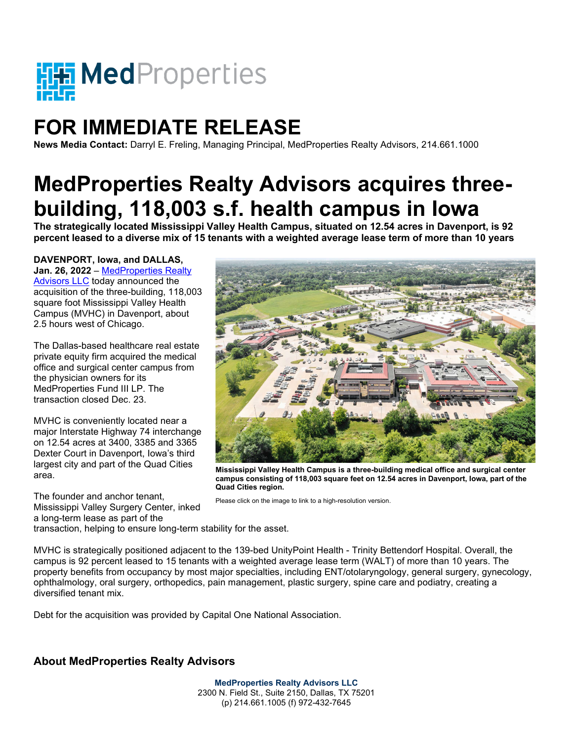MedProperties

# FOR IMMEDIATE RELEASE

**News Media Contact:** Darryl E. Freling, Managing Principal, MedProperties Realty Advisors, 214.661.1000

# MedProperties Realty Advisors acquires three-building, 118,003 s.f. health campus in Iowa

**The strategically located Mississippi Valley Health Campus, situated on 12.54 acres in Davenport, is 92 percent leased to a diverse mix of 15 tenants with a weighted average lease term of more than 10 years**

**DAVENPORT, Iowa, and DALLAS, Jan. 26, 2022** – MedProperties Realty Advisors LLC today announced the acquisition of the three-building, 118,003 square foot Mississippi Valley Health Campus (MVHC) in Davenport, about 2.5 hours west of Chicago.

The Dallas-based healthcare real estate private equity firm acquired the medical office and surgical center campus from the physician owners for its MedProperties Fund III LP. The transaction closed Dec. 23.

MVHC is conveniently located near a major Interstate Highway 74 interchange on 12.54 acres at 3400, 3385 and 3365 Dexter Court in Davenport, Iowa's third largest city and part of the Quad Cities area.

**Mississippi Valley Health Campus is a three-building medical office and surgical center campus consisting of 118,003 square feet on 12.54 acres in Davenport, Iowa, part of the Quad Cities region.**

Please click on the image to link to a high-resolution version.

The founder and anchor tenant, Mississippi Valley Surgery Center, inked a long-term lease as part of the transaction, helping to ensure long-term stability for the asset.

MVHC is strategically positioned adjacent to the 139-bed UnityPoint Health - Trinity Bettendorf Hospital. Overall, the campus is 92 percent leased to 15 tenants with a weighted average lease term (WALT) of more than 10 years. The property benefits from occupancy by most major specialties, including ENT/otolaryngology, general surgery, gynecology, ophthalmology, oral surgery, orthopedics, pain management, plastic surgery, spine care and podiatry, creating a diversified tenant mix.

Debt for the acquisition was provided by Capital One National Association.

### About MedProperties Realty Advisors

**MedProperties Realty Advisors LLC**
2300 N. Field St., Suite 2150, Dallas, TX 75201
(p) 214.661.1005 (f) 972-432-7645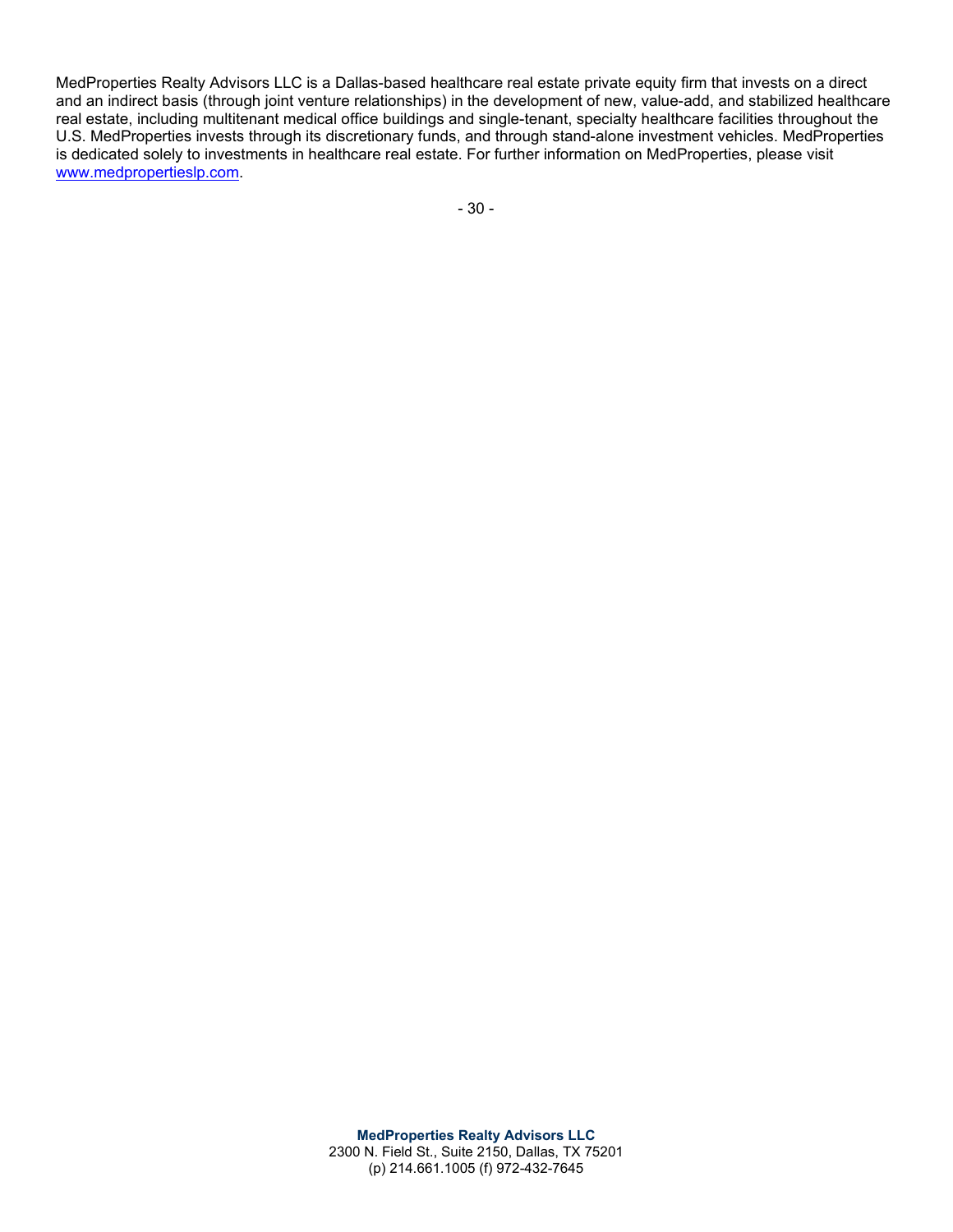MedProperties Realty Advisors LLC is a Dallas-based healthcare real estate private equity firm that invests on a direct and an indirect basis (through joint venture relationships) in the development of new, value-add, and stabilized healthcare real estate, including multitenant medical office buildings and single-tenant, specialty healthcare facilities throughout the U.S. MedProperties invests through its discretionary funds, and through stand-alone investment vehicles. MedProperties is dedicated solely to investments in healthcare real estate. For further information on MedProperties, please visit [www.medpropertieslp.com](http://www.medpropertieslp.com).

\- 30 -

**MedProperties Realty Advisors LLC**
2300 N. Field St., Suite 2150, Dallas, TX 75201
(p) 214.661.1005 (f) 972-432-7645